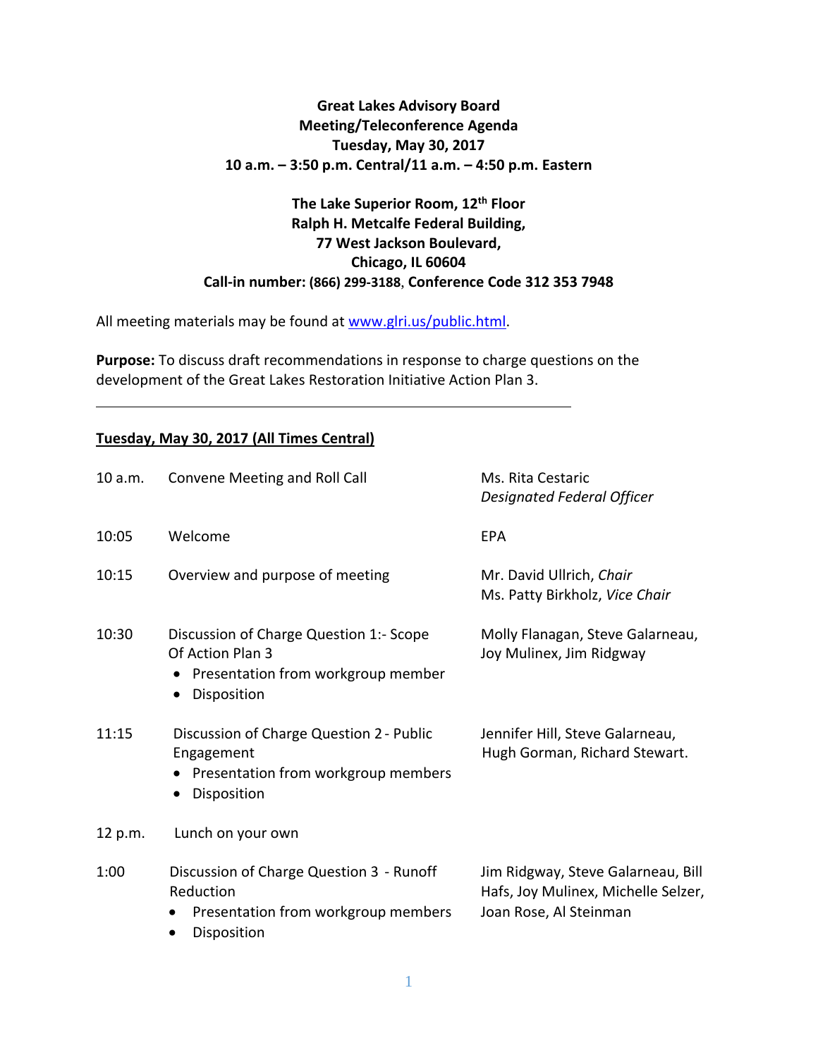**Great Lakes Advisory Board**
**Meeting/Teleconference Agenda**
**Tuesday, May 30, 2017**
**10 a.m. – 3:50 p.m. Central/11 a.m. – 4:50 p.m. Eastern**

**The Lake Superior Room, 12th Floor**
**Ralph H. Metcalfe Federal Building,**
**77 West Jackson Boulevard,**
**Chicago, IL 60604**
**Call-in number: (866) 299-3188, Conference Code 312 353 7948**

All meeting materials may be found at www.glri.us/public.html.

**Purpose:** To discuss draft recommendations in response to charge questions on the development of the Great Lakes Restoration Initiative Action Plan 3.

---

## Tuesday, May 30, 2017 (All Times Central)

| Time | Item | Presenter(s) |
|---|---|---|
| 10 a.m. | Convene Meeting and Roll Call | Ms. Rita Cestaric, *Designated Federal Officer* |
| 10:05 | Welcome | EPA |
| 10:15 | Overview and purpose of meeting | Mr. David Ullrich, *Chair*<br>Ms. Patty Birkholz, *Vice Chair* |
| 10:30 | Discussion of Charge Question 1:- Scope Of Action Plan 3<br>• Presentation from workgroup member<br>• Disposition | Molly Flanagan, Steve Galarneau, Joy Mulinex, Jim Ridgway |
| 11:15 | Discussion of Charge Question 2 - Public Engagement<br>• Presentation from workgroup members<br>• Disposition | Jennifer Hill, Steve Galarneau, Hugh Gorman, Richard Stewart. |
| 12 p.m. | Lunch on your own | |
| 1:00 | Discussion of Charge Question 3 - Runoff Reduction<br>• Presentation from workgroup members<br>• Disposition | Jim Ridgway, Steve Galarneau, Bill Hafs, Joy Mulinex, Michelle Selzer, Joan Rose, Al Steinman |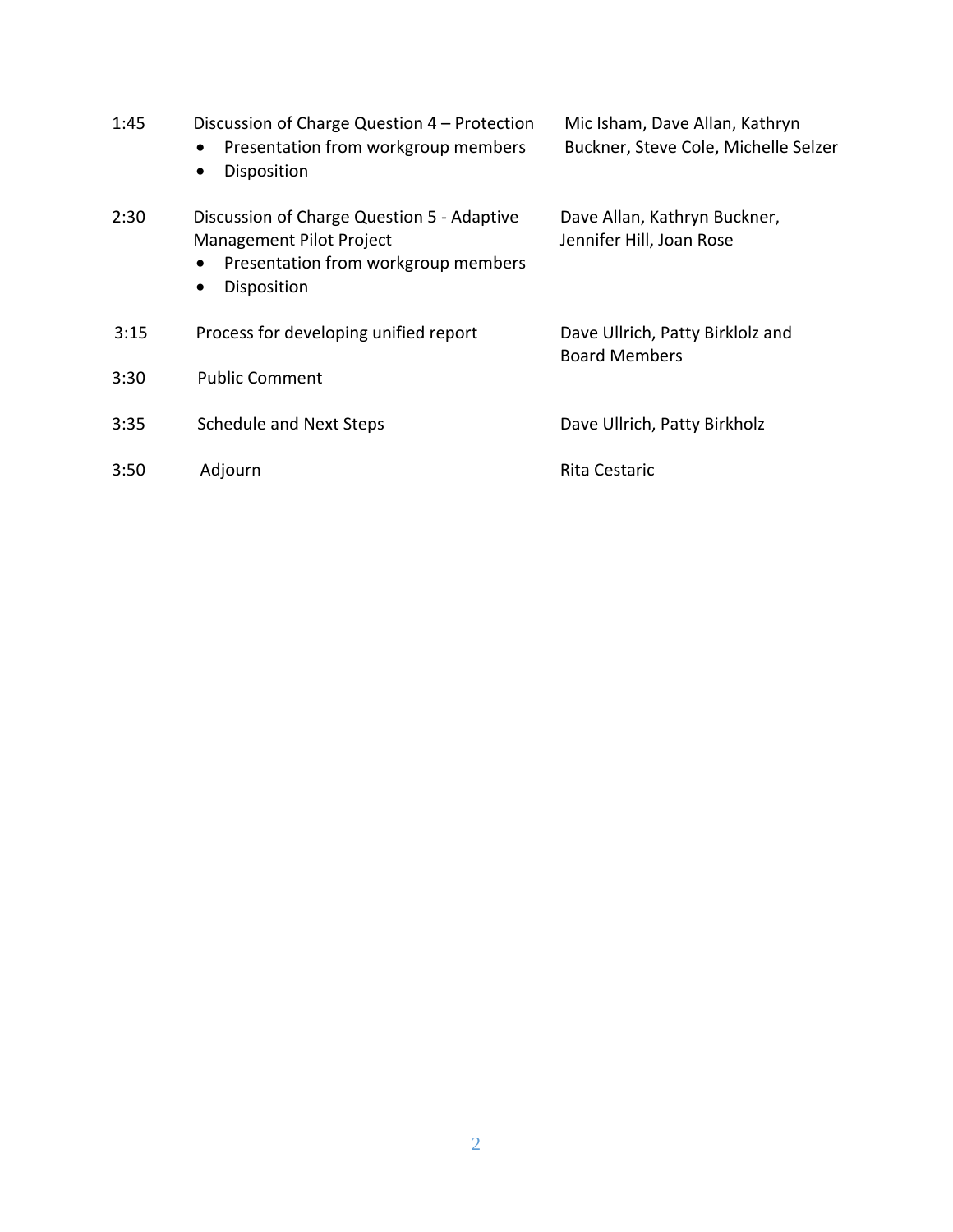| | | |
|---|---|---|
| 1:45 | Discussion of Charge Question 4 – Protection<br>• Presentation from workgroup members<br>• Disposition | Mic Isham, Dave Allan, Kathryn Buckner, Steve Cole, Michelle Selzer |
| 2:30 | Discussion of Charge Question 5 - Adaptive Management Pilot Project<br>• Presentation from workgroup members<br>• Disposition | Dave Allan, Kathryn Buckner, Jennifer Hill, Joan Rose |
| 3:15 | Process for developing unified report | Dave Ullrich, Patty Birklolz and Board Members |
| 3:30 | Public Comment | |
| 3:35 | Schedule and Next Steps | Dave Ullrich, Patty Birkholz |
| 3:50 | Adjourn | Rita Cestaric |